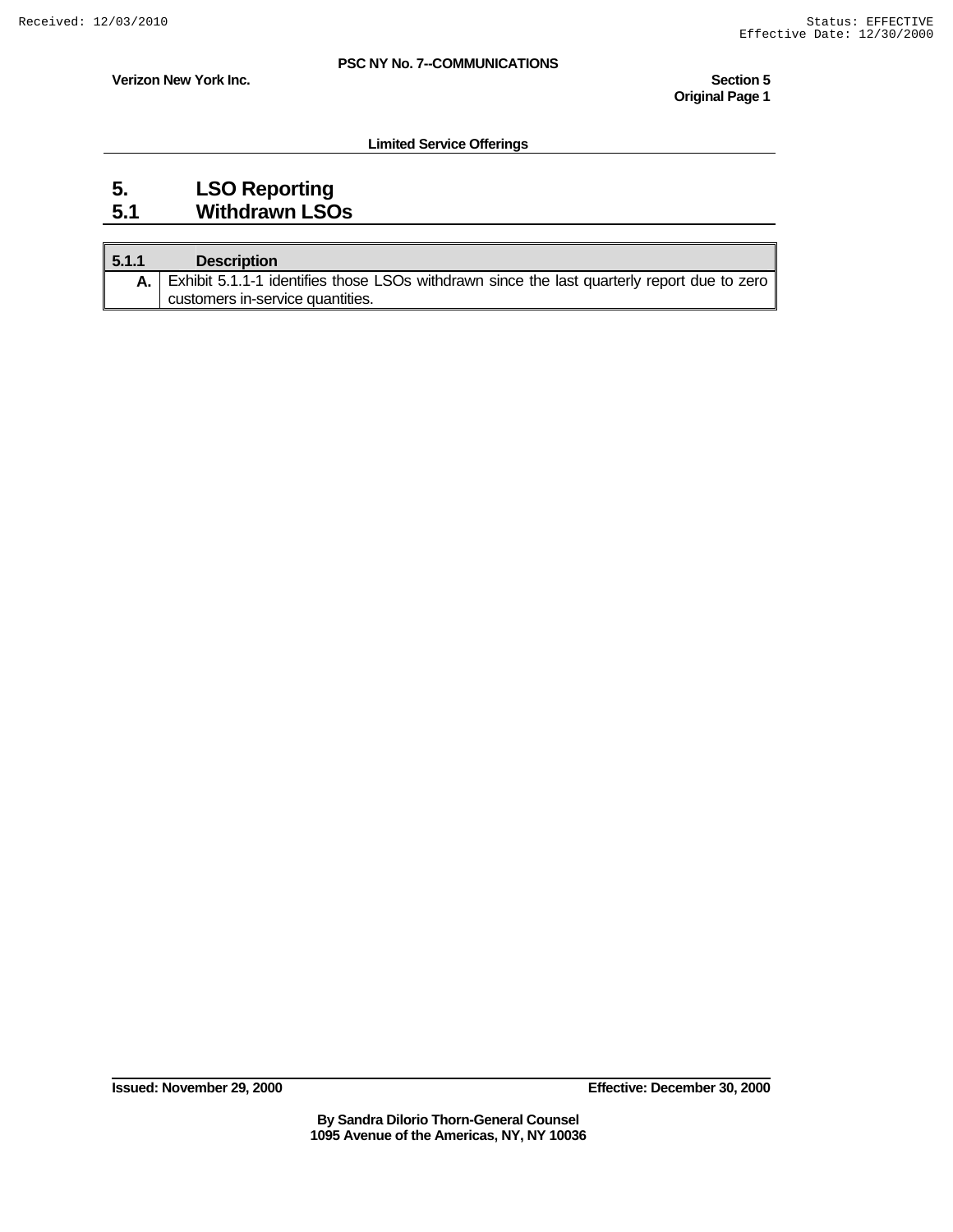## 5. LSO Reporting

## 5.1 Withdrawn LSOs

| 5.1.1 | Description |
|---|---|
| A. | Exhibit 5.1.1-1 identifies those LSOs withdrawn since the last quarterly report due to zero customers in-service quantities. |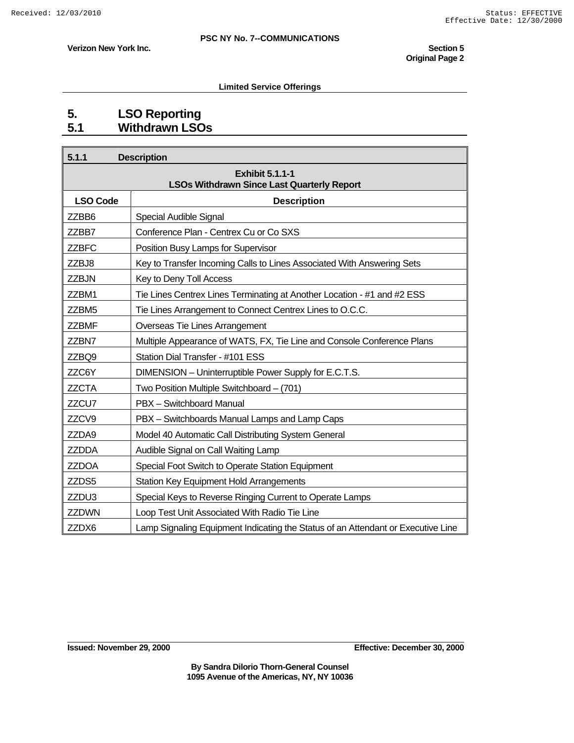## 5. LSO Reporting

## 5.1 Withdrawn LSOs

| **5.1.1 Description** | |
|---|---|
| **Exhibit 5.1.1-1<br>LSOs Withdrawn Since Last Quarterly Report** | |
| **LSO Code** | **Description** |
| ZZBB6 | Special Audible Signal |
| ZZBB7 | Conference Plan - Centrex Cu or Co SXS |
| ZZBFC | Position Busy Lamps for Supervisor |
| ZZBJ8 | Key to Transfer Incoming Calls to Lines Associated With Answering Sets |
| ZZBJN | Key to Deny Toll Access |
| ZZBM1 | Tie Lines Centrex Lines Terminating at Another Location - #1 and #2 ESS |
| ZZBM5 | Tie Lines Arrangement to Connect Centrex Lines to O.C.C. |
| ZZBMF | Overseas Tie Lines Arrangement |
| ZZBN7 | Multiple Appearance of WATS, FX, Tie Line and Console Conference Plans |
| ZZBQ9 | Station Dial Transfer - #101 ESS |
| ZZC6Y | DIMENSION – Uninterruptible Power Supply for E.C.T.S. |
| ZZCTA | Two Position Multiple Switchboard – (701) |
| ZZCU7 | PBX – Switchboard Manual |
| ZZCV9 | PBX – Switchboards Manual Lamps and Lamp Caps |
| ZZDA9 | Model 40 Automatic Call Distributing System General |
| ZZDDA | Audible Signal on Call Waiting Lamp |
| ZZDOA | Special Foot Switch to Operate Station Equipment |
| ZZDS5 | Station Key Equipment Hold Arrangements |
| ZZDU3 | Special Keys to Reverse Ringing Current to Operate Lamps |
| ZZDWN | Loop Test Unit Associated With Radio Tie Line |
| ZZDX6 | Lamp Signaling Equipment Indicating the Status of an Attendant or Executive Line |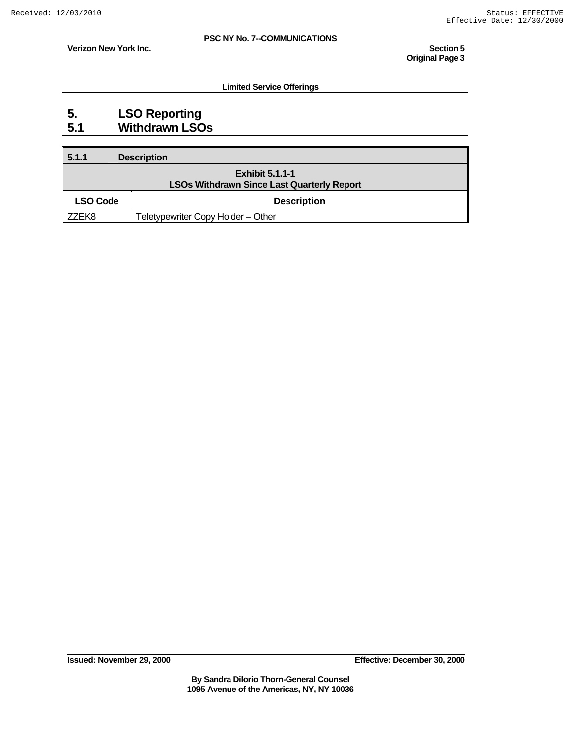# 5. LSO Reporting

## 5.1 Withdrawn LSOs

### 5.1.1 Description

**Exhibit 5.1.1-1**
**LSOs Withdrawn Since Last Quarterly Report**

| LSO Code | Description |
|---|---|
| ZZEK8 | Teletypewriter Copy Holder – Other |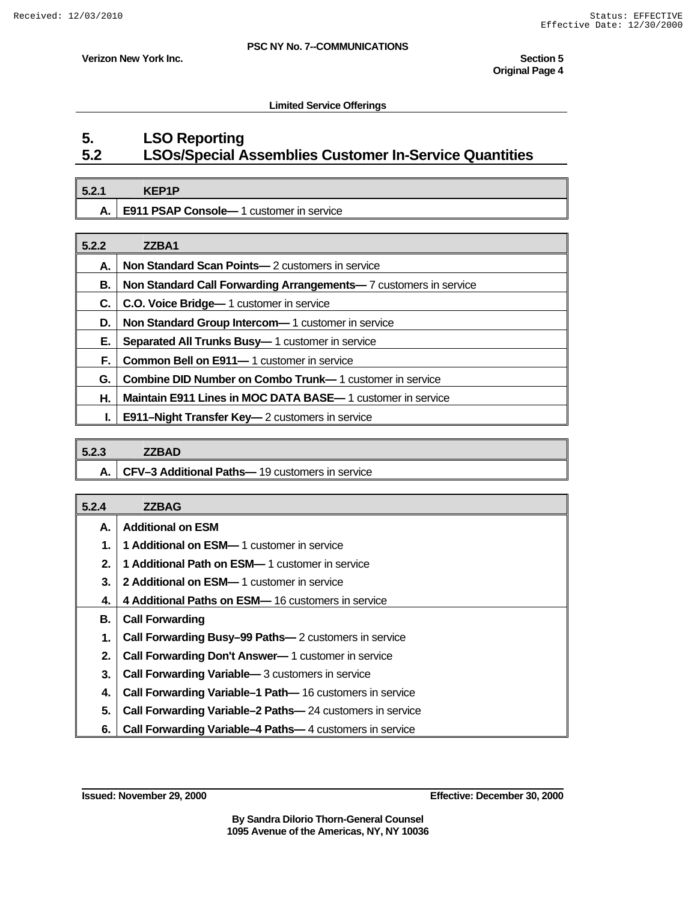Limited Service Offerings

# 5. LSO Reporting

## 5.2 LSOs/Special Assemblies Customer In-Service Quantities

| 5.2.1 | KEP1P |
|---|---|
| A. | **E911 PSAP Console—** 1 customer in service |

| 5.2.2 | ZZBA1 |
|---|---|
| A. | **Non Standard Scan Points—** 2 customers in service |
| B. | **Non Standard Call Forwarding Arrangements—** 7 customers in service |
| C. | **C.O. Voice Bridge—** 1 customer in service |
| D. | **Non Standard Group Intercom—** 1 customer in service |
| E. | **Separated All Trunks Busy—** 1 customer in service |
| F. | **Common Bell on E911—** 1 customer in service |
| G. | **Combine DID Number on Combo Trunk—** 1 customer in service |
| H. | **Maintain E911 Lines in MOC DATA BASE—** 1 customer in service |
| I. | **E911–Night Transfer Key—** 2 customers in service |

| 5.2.3 | ZZBAD |
|---|---|
| A. | **CFV–3 Additional Paths—** 19 customers in service |

| 5.2.4 | ZZBAG |
|---|---|
| A. | **Additional on ESM** |
| 1. | **1 Additional on ESM—** 1 customer in service |
| 2. | **1 Additional Path on ESM—** 1 customer in service |
| 3. | **2 Additional on ESM—** 1 customer in service |
| 4. | **4 Additional Paths on ESM—** 16 customers in service |
| B. | **Call Forwarding** |
| 1. | **Call Forwarding Busy–99 Paths—** 2 customers in service |
| 2. | **Call Forwarding Don't Answer—** 1 customer in service |
| 3. | **Call Forwarding Variable—** 3 customers in service |
| 4. | **Call Forwarding Variable–1 Path—** 16 customers in service |
| 5. | **Call Forwarding Variable–2 Paths—** 24 customers in service |
| 6. | **Call Forwarding Variable–4 Paths—** 4 customers in service |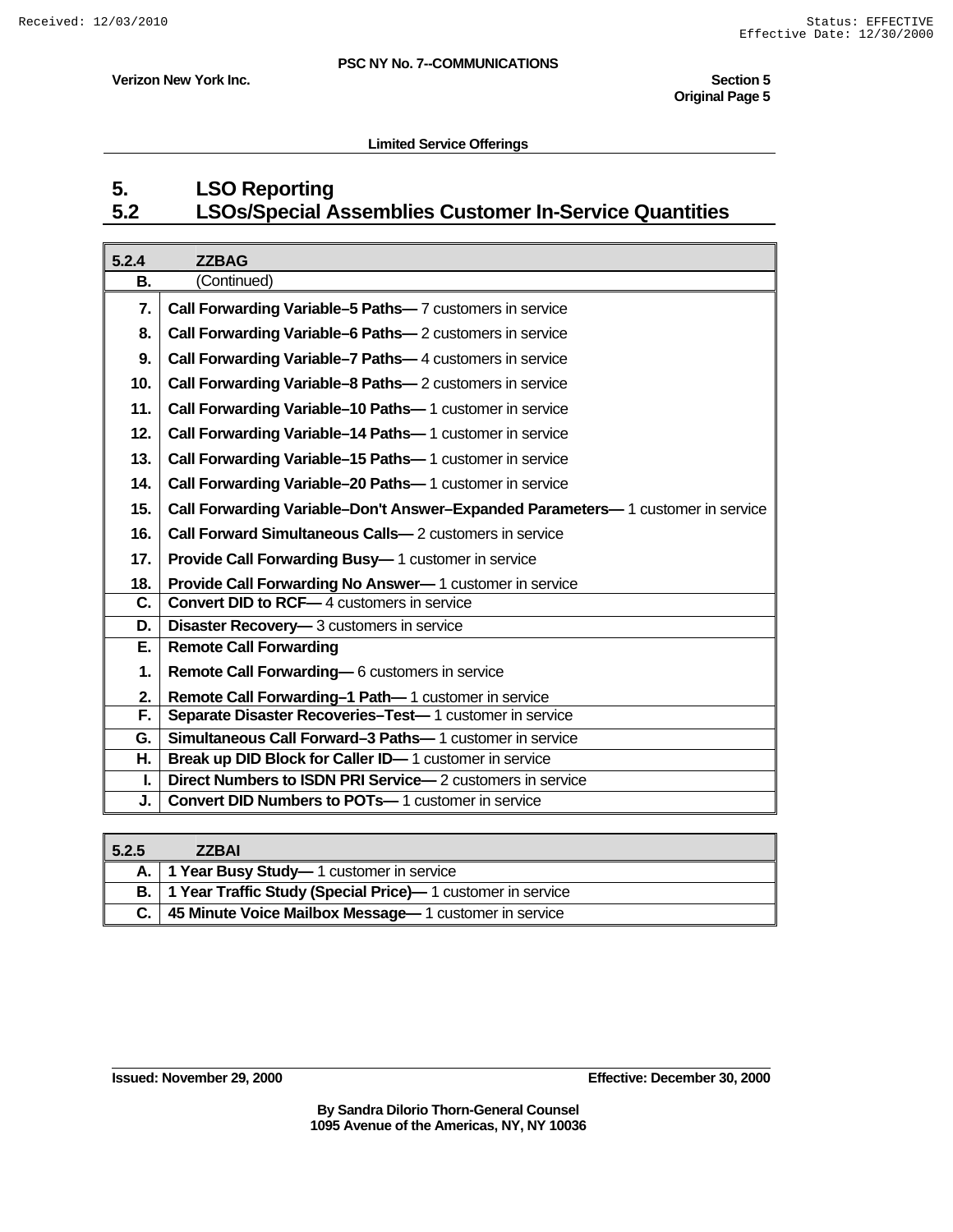Limited Service Offerings

# 5. LSO Reporting

## 5.2 LSOs/Special Assemblies Customer In-Service Quantities

| 5.2.4 | ZZBAG |
|---|---|
| B. | (Continued) |
| 7. | **Call Forwarding Variable–5 Paths—** 7 customers in service |
| 8. | **Call Forwarding Variable–6 Paths—** 2 customers in service |
| 9. | **Call Forwarding Variable–7 Paths—** 4 customers in service |
| 10. | **Call Forwarding Variable–8 Paths—** 2 customers in service |
| 11. | **Call Forwarding Variable–10 Paths—** 1 customer in service |
| 12. | **Call Forwarding Variable–14 Paths—** 1 customer in service |
| 13. | **Call Forwarding Variable–15 Paths—** 1 customer in service |
| 14. | **Call Forwarding Variable–20 Paths—** 1 customer in service |
| 15. | **Call Forwarding Variable–Don't Answer–Expanded Parameters—** 1 customer in service |
| 16. | **Call Forward Simultaneous Calls—** 2 customers in service |
| 17. | **Provide Call Forwarding Busy—** 1 customer in service |
| 18. | **Provide Call Forwarding No Answer—** 1 customer in service |
| C. | **Convert DID to RCF—** 4 customers in service |
| D. | **Disaster Recovery—** 3 customers in service |
| E. | **Remote Call Forwarding** |
| 1. | **Remote Call Forwarding—** 6 customers in service |
| 2. | **Remote Call Forwarding–1 Path—** 1 customer in service |
| F. | **Separate Disaster Recoveries–Test—** 1 customer in service |
| G. | **Simultaneous Call Forward–3 Paths—** 1 customer in service |
| H. | **Break up DID Block for Caller ID—** 1 customer in service |
| I. | **Direct Numbers to ISDN PRI Service—** 2 customers in service |
| J. | **Convert DID Numbers to POTs—** 1 customer in service |

| 5.2.5 | ZZBAI |
|---|---|
| A. | **1 Year Busy Study—** 1 customer in service |
| B. | **1 Year Traffic Study (Special Price)—** 1 customer in service |
| C. | **45 Minute Voice Mailbox Message—** 1 customer in service |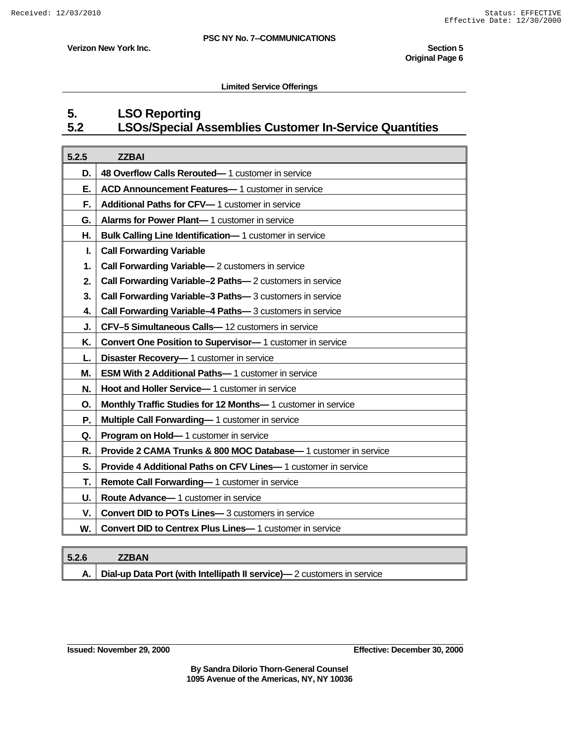Limited Service Offerings

# 5. LSO Reporting

## 5.2 LSOs/Special Assemblies Customer In-Service Quantities

| 5.2.5 | ZZBAI |
|---|---|
| D. | **48 Overflow Calls Rerouted—** 1 customer in service |
| E. | **ACD Announcement Features—** 1 customer in service |
| F. | **Additional Paths for CFV—** 1 customer in service |
| G. | **Alarms for Power Plant—** 1 customer in service |
| H. | **Bulk Calling Line Identification—** 1 customer in service |
| I. | **Call Forwarding Variable** |
| 1. | **Call Forwarding Variable—** 2 customers in service |
| 2. | **Call Forwarding Variable–2 Paths—** 2 customers in service |
| 3. | **Call Forwarding Variable–3 Paths—** 3 customers in service |
| 4. | **Call Forwarding Variable–4 Paths—** 3 customers in service |
| J. | **CFV–5 Simultaneous Calls—** 12 customers in service |
| K. | **Convert One Position to Supervisor—** 1 customer in service |
| L. | **Disaster Recovery—** 1 customer in service |
| M. | **ESM With 2 Additional Paths—** 1 customer in service |
| N. | **Hoot and Holler Service—** 1 customer in service |
| O. | **Monthly Traffic Studies for 12 Months—** 1 customer in service |
| P. | **Multiple Call Forwarding—** 1 customer in service |
| Q. | **Program on Hold—** 1 customer in service |
| R. | **Provide 2 CAMA Trunks & 800 MOC Database—** 1 customer in service |
| S. | **Provide 4 Additional Paths on CFV Lines—** 1 customer in service |
| T. | **Remote Call Forwarding—** 1 customer in service |
| U. | **Route Advance—** 1 customer in service |
| V. | **Convert DID to POTs Lines—** 3 customers in service |
| W. | **Convert DID to Centrex Plus Lines—** 1 customer in service |

| 5.2.6 | ZZBAN |
|---|---|
| A. | **Dial-up Data Port (with Intellipath II service)—** 2 customers in service |

Issued: November 29, 2000 — Effective: December 30, 2000

By Sandra Dilorio Thorn-General Counsel
1095 Avenue of the Americas, NY, NY 10036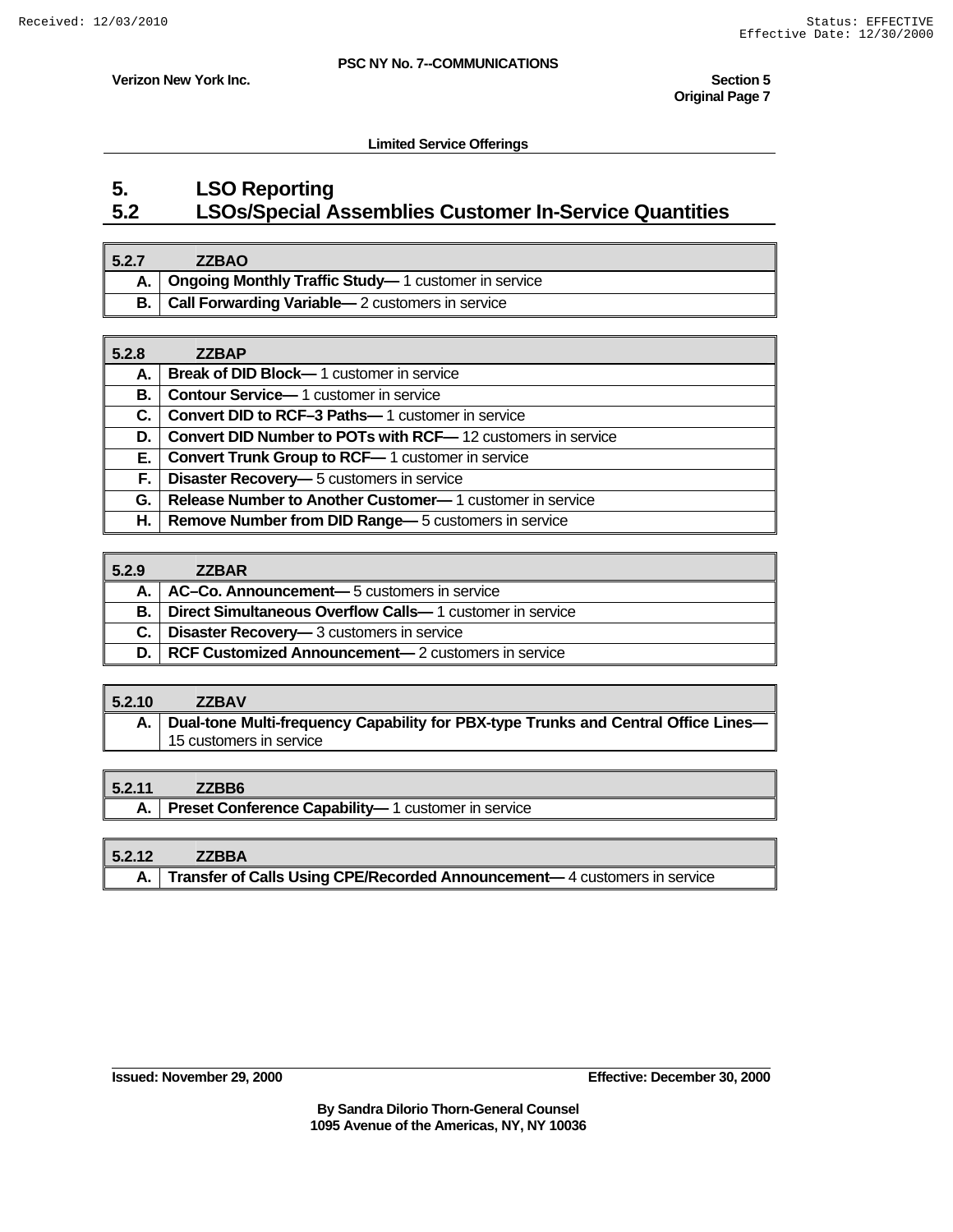Limited Service Offerings

# 5. LSO Reporting
## 5.2 LSOs/Special Assemblies Customer In-Service Quantities

| 5.2.7 | ZZBAO |
|---|---|
| A. | **Ongoing Monthly Traffic Study—** 1 customer in service |
| B. | **Call Forwarding Variable—** 2 customers in service |

| 5.2.8 | ZZBAP |
|---|---|
| A. | **Break of DID Block—** 1 customer in service |
| B. | **Contour Service—** 1 customer in service |
| C. | **Convert DID to RCF–3 Paths—** 1 customer in service |
| D. | **Convert DID Number to POTs with RCF—** 12 customers in service |
| E. | **Convert Trunk Group to RCF—** 1 customer in service |
| F. | **Disaster Recovery—** 5 customers in service |
| G. | **Release Number to Another Customer—** 1 customer in service |
| H. | **Remove Number from DID Range—** 5 customers in service |

| 5.2.9 | ZZBAR |
|---|---|
| A. | **AC–Co. Announcement—** 5 customers in service |
| B. | **Direct Simultaneous Overflow Calls—** 1 customer in service |
| C. | **Disaster Recovery—** 3 customers in service |
| D. | **RCF Customized Announcement—** 2 customers in service |

| 5.2.10 | ZZBAV |
|---|---|
| A. | **Dual-tone Multi-frequency Capability for PBX-type Trunks and Central Office Lines—** 15 customers in service |

| 5.2.11 | ZZBB6 |
|---|---|
| A. | **Preset Conference Capability—** 1 customer in service |

| 5.2.12 | ZZBBA |
|---|---|
| A. | **Transfer of Calls Using CPE/Recorded Announcement—** 4 customers in service |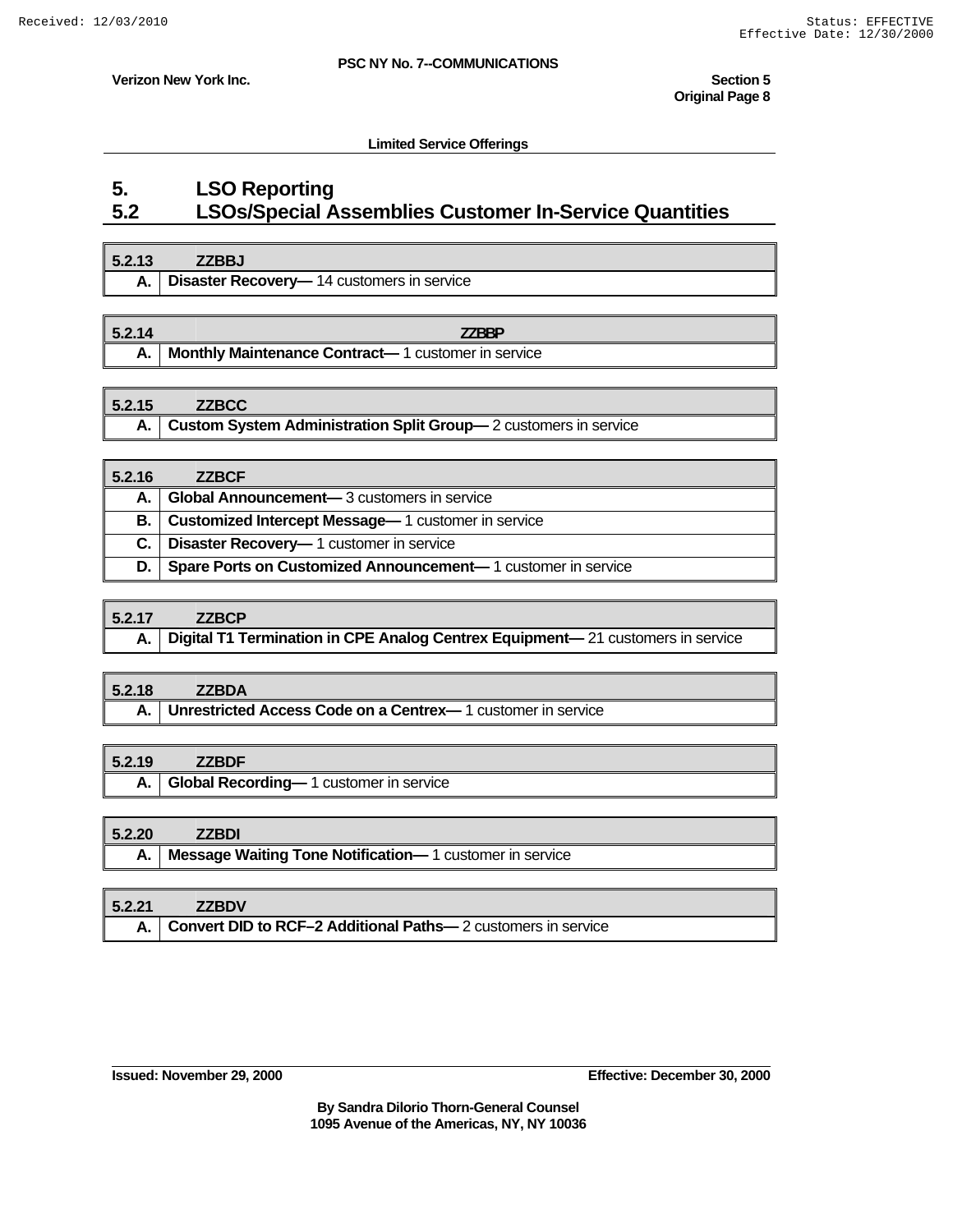Limited Service Offerings

# 5. LSO Reporting

## 5.2 LSOs/Special Assemblies Customer In-Service Quantities

| 5.2.13 | ZZBBJ |
|---|---|
| A. | **Disaster Recovery—** 14 customers in service |

| 5.2.14 | ZZBBP |
|---|---|
| A. | **Monthly Maintenance Contract—** 1 customer in service |

| 5.2.15 | ZZBCC |
|---|---|
| A. | **Custom System Administration Split Group—** 2 customers in service |

| 5.2.16 | ZZBCF |
|---|---|
| A. | **Global Announcement—** 3 customers in service |
| B. | **Customized Intercept Message—** 1 customer in service |
| C. | **Disaster Recovery—** 1 customer in service |
| D. | **Spare Ports on Customized Announcement—** 1 customer in service |

| 5.2.17 | ZZBCP |
|---|---|
| A. | **Digital T1 Termination in CPE Analog Centrex Equipment—** 21 customers in service |

| 5.2.18 | ZZBDA |
|---|---|
| A. | **Unrestricted Access Code on a Centrex—** 1 customer in service |

| 5.2.19 | ZZBDF |
|---|---|
| A. | **Global Recording—** 1 customer in service |

| 5.2.20 | ZZBDI |
|---|---|
| A. | **Message Waiting Tone Notification—** 1 customer in service |

| 5.2.21 | ZZBDV |
|---|---|
| A. | **Convert DID to RCF–2 Additional Paths—** 2 customers in service |

Issued: November 29, 2000 Effective: December 30, 2000

By Sandra Dilorio Thorn-General Counsel
1095 Avenue of the Americas, NY, NY 10036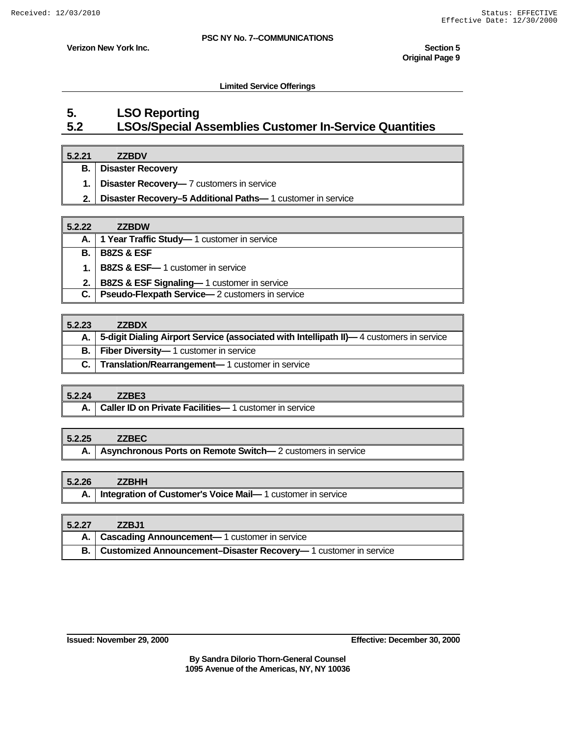**Limited Service Offerings**

# 5. LSO Reporting

## 5.2 LSOs/Special Assemblies Customer In-Service Quantities

| **5.2.21** | **ZZBDV** |
|---|---|
| **B.** | **Disaster Recovery** |
| **1.** | **Disaster Recovery—** 7 customers in service |
| **2.** | **Disaster Recovery–5 Additional Paths—** 1 customer in service |

| **5.2.22** | **ZZBDW** |
|---|---|
| **A.** | **1 Year Traffic Study—** 1 customer in service |
| **B.** | **B8ZS & ESF** |
| **1.** | **B8ZS & ESF—** 1 customer in service |
| **2.** | **B8ZS & ESF Signaling—** 1 customer in service |
| **C.** | **Pseudo-Flexpath Service—** 2 customers in service |

| **5.2.23** | **ZZBDX** |
|---|---|
| **A.** | **5-digit Dialing Airport Service (associated with Intellipath II)—** 4 customers in service |
| **B.** | **Fiber Diversity—** 1 customer in service |
| **C.** | **Translation/Rearrangement—** 1 customer in service |

| **5.2.24** | **ZZBE3** |
|---|---|
| **A.** | **Caller ID on Private Facilities—** 1 customer in service |

| **5.2.25** | **ZZBEC** |
|---|---|
| **A.** | **Asynchronous Ports on Remote Switch—** 2 customers in service |

| **5.2.26** | **ZZBHH** |
|---|---|
| **A.** | **Integration of Customer's Voice Mail—** 1 customer in service |

| **5.2.27** | **ZZBJ1** |
|---|---|
| **A.** | **Cascading Announcement—** 1 customer in service |
| **B.** | **Customized Announcement–Disaster Recovery—** 1 customer in service |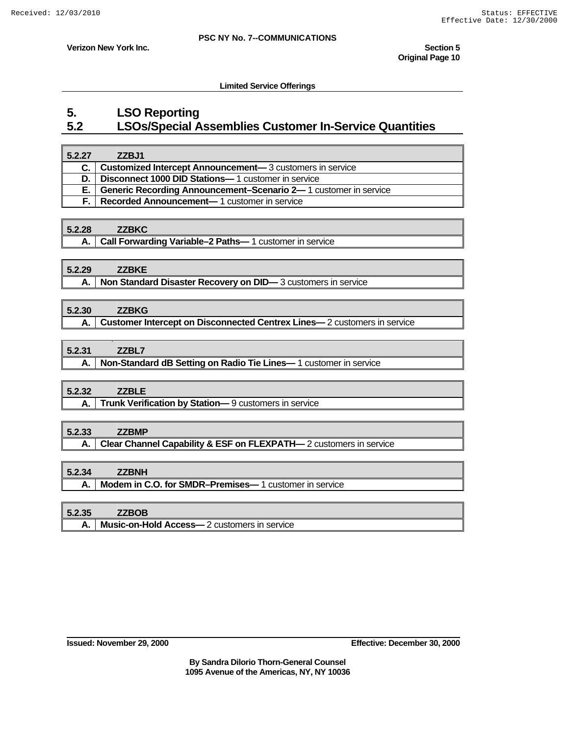Limited Service Offerings

# 5. LSO Reporting

## 5.2 LSOs/Special Assemblies Customer In-Service Quantities

| 5.2.27 | ZZBJ1 |
|---|---|
| C. | **Customized Intercept Announcement—** 3 customers in service |
| D. | **Disconnect 1000 DID Stations—** 1 customer in service |
| E. | **Generic Recording Announcement–Scenario 2—** 1 customer in service |
| F. | **Recorded Announcement—** 1 customer in service |

| 5.2.28 | ZZBKC |
|---|---|
| A. | **Call Forwarding Variable–2 Paths—** 1 customer in service |

| 5.2.29 | ZZBKE |
|---|---|
| A. | **Non Standard Disaster Recovery on DID—** 3 customers in service |

| 5.2.30 | ZZBKG |
|---|---|
| A. | **Customer Intercept on Disconnected Centrex Lines—** 2 customers in service |

| 5.2.31 | ZZBL7 |
|---|---|
| A. | **Non-Standard dB Setting on Radio Tie Lines—** 1 customer in service |

| 5.2.32 | ZZBLE |
|---|---|
| A. | **Trunk Verification by Station—** 9 customers in service |

| 5.2.33 | ZZBMP |
|---|---|
| A. | **Clear Channel Capability & ESF on FLEXPATH—** 2 customers in service |

| 5.2.34 | ZZBNH |
|---|---|
| A. | **Modem in C.O. for SMDR–Premises—** 1 customer in service |

| 5.2.35 | ZZBOB |
|---|---|
| A. | **Music-on-Hold Access—** 2 customers in service |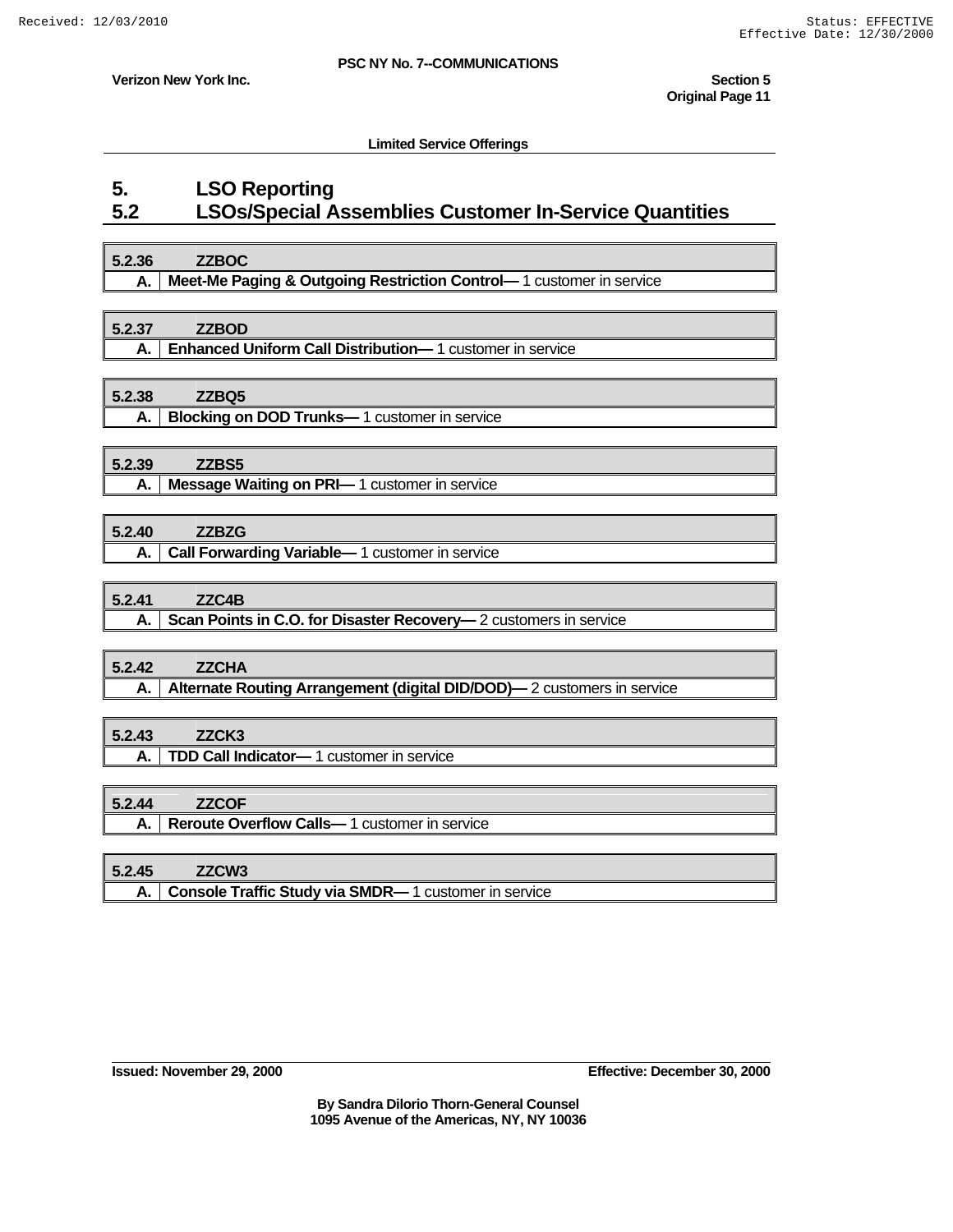Limited Service Offerings

# 5. LSO Reporting
## 5.2 LSOs/Special Assemblies Customer In-Service Quantities

| 5.2.36 | ZZBOC |
|---|---|
| A. | **Meet-Me Paging & Outgoing Restriction Control—** 1 customer in service |

| 5.2.37 | ZZBOD |
|---|---|
| A. | **Enhanced Uniform Call Distribution—** 1 customer in service |

| 5.2.38 | ZZBQ5 |
|---|---|
| A. | **Blocking on DOD Trunks—** 1 customer in service |

| 5.2.39 | ZZBS5 |
|---|---|
| A. | **Message Waiting on PRI—** 1 customer in service |

| 5.2.40 | ZZBZG |
|---|---|
| A. | **Call Forwarding Variable—** 1 customer in service |

| 5.2.41 | ZZC4B |
|---|---|
| A. | **Scan Points in C.O. for Disaster Recovery—** 2 customers in service |

| 5.2.42 | ZZCHA |
|---|---|
| A. | **Alternate Routing Arrangement (digital DID/DOD)—** 2 customers in service |

| 5.2.43 | ZZCK3 |
|---|---|
| A. | **TDD Call Indicator—** 1 customer in service |

| 5.2.44 | ZZCOF |
|---|---|
| A. | **Reroute Overflow Calls—** 1 customer in service |

| 5.2.45 | ZZCW3 |
|---|---|
| A. | **Console Traffic Study via SMDR—** 1 customer in service |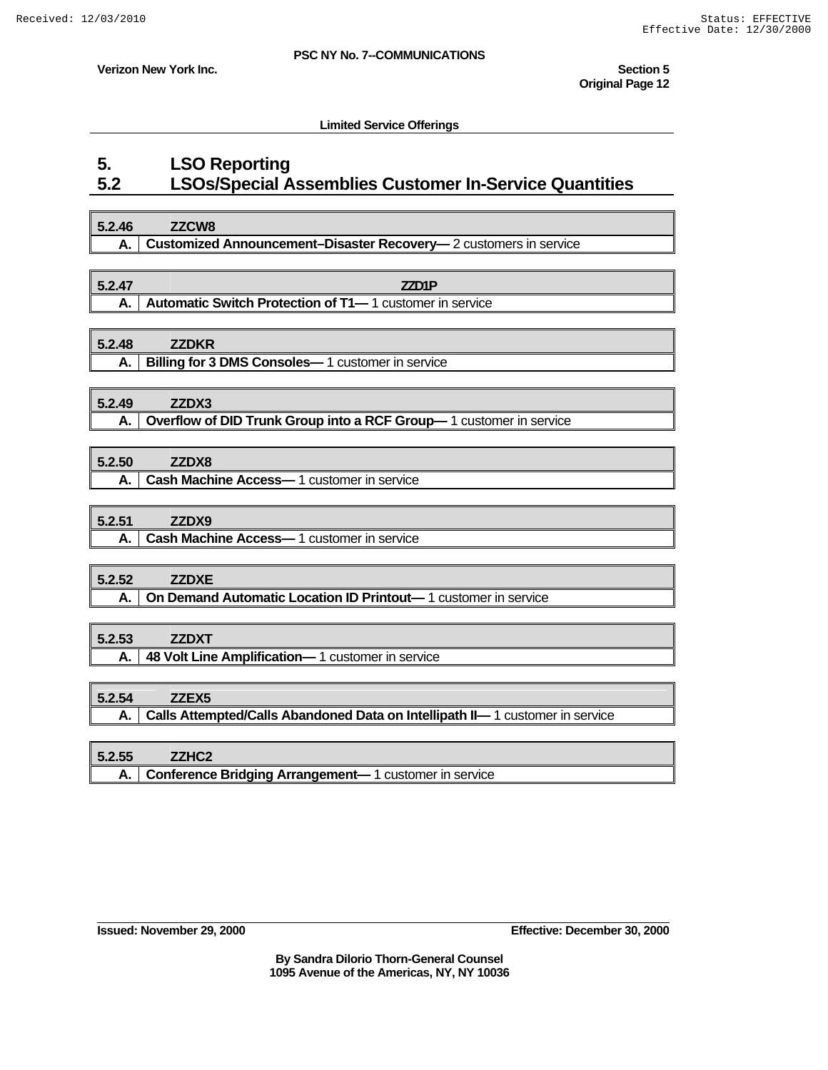Limited Service Offerings

# 5. LSO Reporting

## 5.2 LSOs/Special Assemblies Customer In-Service Quantities

| 5.2.46 | ZZCW8 |
|---|---|
| A. | **Customized Announcement–Disaster Recovery—** 2 customers in service |

| 5.2.47 | ZZD1P |
|---|---|
| A. | **Automatic Switch Protection of T1—** 1 customer in service |

| 5.2.48 | ZZDKR |
|---|---|
| A. | **Billing for 3 DMS Consoles—** 1 customer in service |

| 5.2.49 | ZZDX3 |
|---|---|
| A. | **Overflow of DID Trunk Group into a RCF Group—** 1 customer in service |

| 5.2.50 | ZZDX8 |
|---|---|
| A. | **Cash Machine Access—** 1 customer in service |

| 5.2.51 | ZZDX9 |
|---|---|
| A. | **Cash Machine Access—** 1 customer in service |

| 5.2.52 | ZZDXE |
|---|---|
| A. | **On Demand Automatic Location ID Printout—** 1 customer in service |

| 5.2.53 | ZZDXT |
|---|---|
| A. | **48 Volt Line Amplification—** 1 customer in service |

| 5.2.54 | ZZEX5 |
|---|---|
| A. | **Calls Attempted/Calls Abandoned Data on Intellipath II—** 1 customer in service |

| 5.2.55 | ZZHC2 |
|---|---|
| A. | **Conference Bridging Arrangement—** 1 customer in service |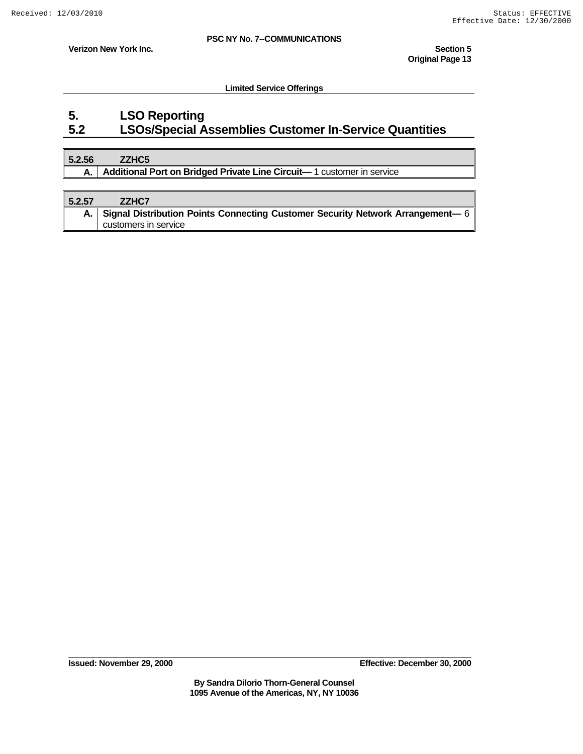# 5. LSO Reporting

## 5.2 LSOs/Special Assemblies Customer In-Service Quantities

| **5.2.56** | **ZZHC5** |
|---|---|
| **A.** | **Additional Port on Bridged Private Line Circuit—** 1 customer in service |

| **5.2.57** | **ZZHC7** |
|---|---|
| **A.** | **Signal Distribution Points Connecting Customer Security Network Arrangement—** 6 customers in service |